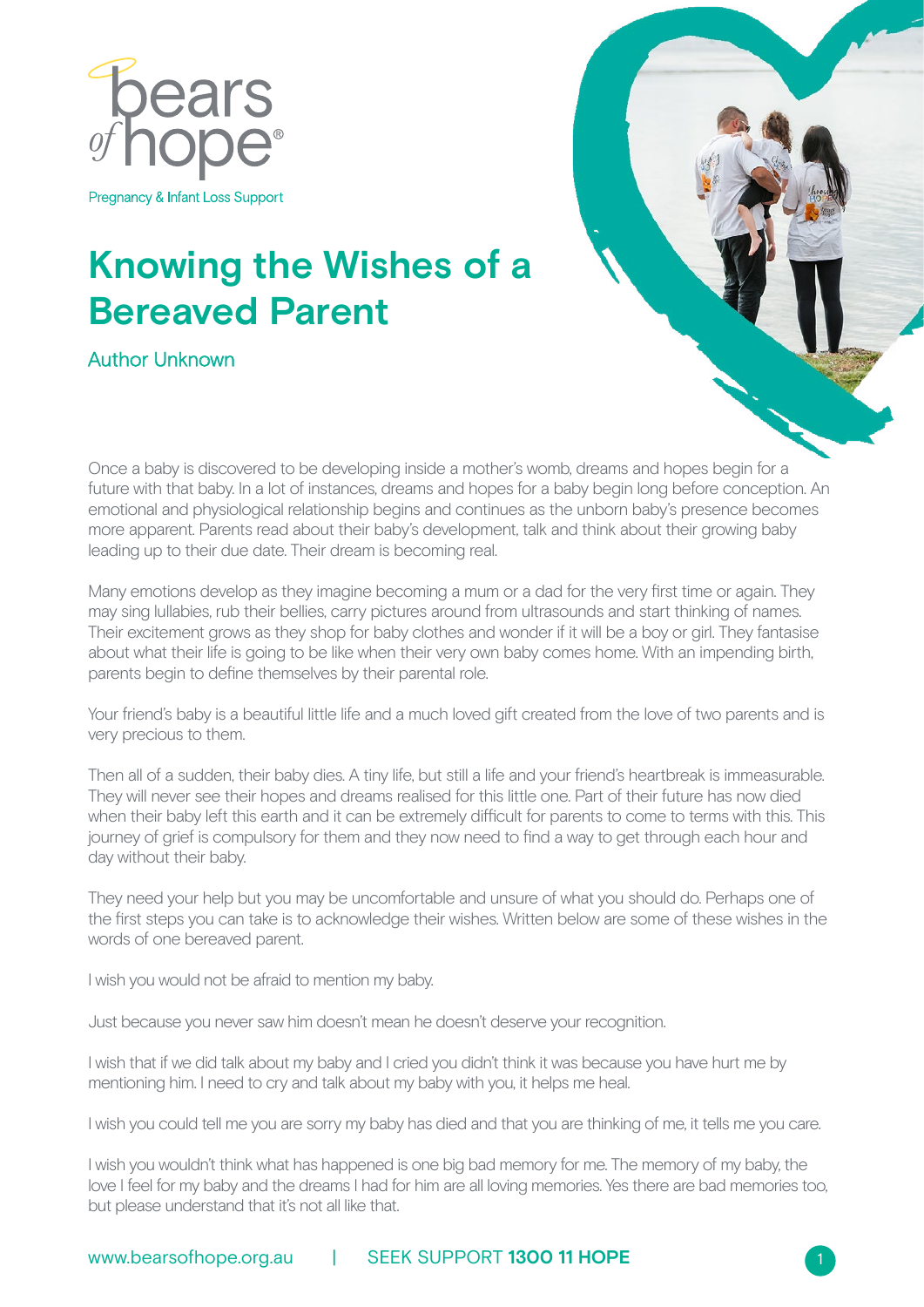bears of hope®

Pregnancy & Infant Loss Support

# Knowing the Wishes of a Bereaved Parent

Author Unknown

Once a baby is discovered to be developing inside a mother's womb, dreams and hopes begin for a future with that baby. In a lot of instances, dreams and hopes for a baby begin long before conception. An emotional and physiological relationship begins and continues as the unborn baby's presence becomes more apparent. Parents read about their baby's development, talk and think about their growing baby leading up to their due date. Their dream is becoming real.

Many emotions develop as they imagine becoming a mum or a dad for the very first time or again. They may sing lullabies, rub their bellies, carry pictures around from ultrasounds and start thinking of names. Their excitement grows as they shop for baby clothes and wonder if it will be a boy or girl. They fantasise about what their life is going to be like when their very own baby comes home. With an impending birth, parents begin to define themselves by their parental role.

Your friend's baby is a beautiful little life and a much loved gift created from the love of two parents and is very precious to them.

Then all of a sudden, their baby dies. A tiny life, but still a life and your friend's heartbreak is immeasurable. They will never see their hopes and dreams realised for this little one. Part of their future has now died when their baby left this earth and it can be extremely difficult for parents to come to terms with this. This journey of grief is compulsory for them and they now need to find a way to get through each hour and day without their baby.

They need your help but you may be uncomfortable and unsure of what you should do. Perhaps one of the first steps you can take is to acknowledge their wishes. Written below are some of these wishes in the words of one bereaved parent.

I wish you would not be afraid to mention my baby.

Just because you never saw him doesn't mean he doesn't deserve your recognition.

I wish that if we did talk about my baby and I cried you didn't think it was because you have hurt me by mentioning him. I need to cry and talk about my baby with you, it helps me heal.

I wish you could tell me you are sorry my baby has died and that you are thinking of me, it tells me you care.

I wish you wouldn't think what has happened is one big bad memory for me. The memory of my baby, the love I feel for my baby and the dreams I had for him are all loving memories. Yes there are bad memories too, but please understand that it's not all like that.

www.bearsofhope.org.au | SEEK SUPPORT **1300 11 HOPE**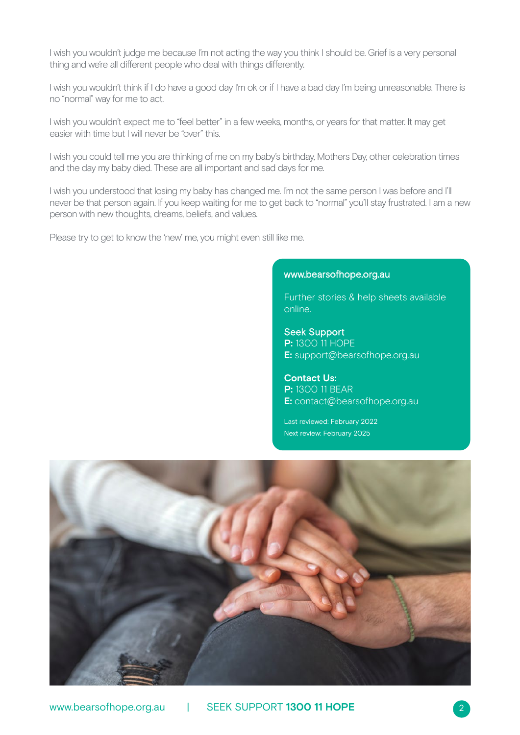I wish you wouldn't judge me because I'm not acting the way you think I should be. Grief is a very personal thing and we're all different people who deal with things differently.

I wish you wouldn't think if I do have a good day I'm ok or if I have a bad day I'm being unreasonable. There is no "normal" way for me to act.

I wish you wouldn't expect me to "feel better" in a few weeks, months, or years for that matter. It may get easier with time but I will never be "over" this.

I wish you could tell me you are thinking of me on my baby's birthday, Mothers Day, other celebration times and the day my baby died. These are all important and sad days for me.

I wish you understood that losing my baby has changed me. I'm not the same person I was before and I'll never be that person again. If you keep waiting for me to get back to "normal" you'll stay frustrated. I am a new person with new thoughts, dreams, beliefs, and values.

Please try to get to know the 'new' me, you might even still like me.

www.bearsofhope.org.au

Further stories & help sheets available online.

**Seek Support**
**P:** 1300 11 HOPE
**E:** support@bearsofhope.org.au

**Contact Us:**
**P:** 1300 11 BEAR
**E:** contact@bearsofhope.org.au

Last reviewed: February 2022
Next review: February 2025